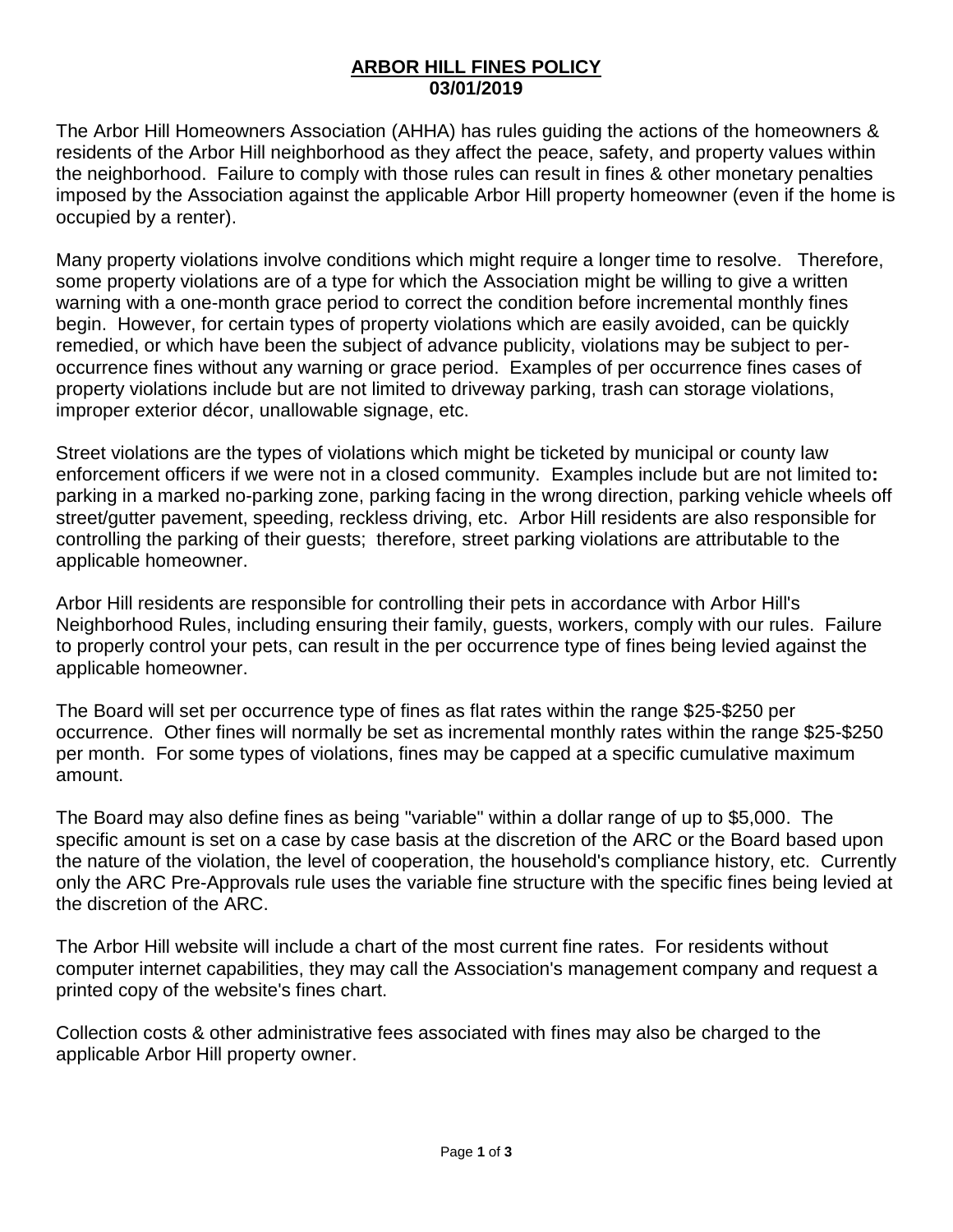# ARBOR HILL FINES POLICY
**03/01/2019**

The Arbor Hill Homeowners Association (AHHA) has rules guiding the actions of the homeowners & residents of the Arbor Hill neighborhood as they affect the peace, safety, and property values within the neighborhood. Failure to comply with those rules can result in fines & other monetary penalties imposed by the Association against the applicable Arbor Hill property homeowner (even if the home is occupied by a renter).

Many property violations involve conditions which might require a longer time to resolve. Therefore, some property violations are of a type for which the Association might be willing to give a written warning with a one-month grace period to correct the condition before incremental monthly fines begin. However, for certain types of property violations which are easily avoided, can be quickly remedied, or which have been the subject of advance publicity, violations may be subject to per-occurrence fines without any warning or grace period. Examples of per occurrence fines cases of property violations include but are not limited to driveway parking, trash can storage violations, improper exterior décor, unallowable signage, etc.

Street violations are the types of violations which might be ticketed by municipal or county law enforcement officers if we were not in a closed community. Examples include but are not limited to**:** parking in a marked no-parking zone, parking facing in the wrong direction, parking vehicle wheels off street/gutter pavement, speeding, reckless driving, etc. Arbor Hill residents are also responsible for controlling the parking of their guests; therefore, street parking violations are attributable to the applicable homeowner.

Arbor Hill residents are responsible for controlling their pets in accordance with Arbor Hill's Neighborhood Rules, including ensuring their family, guests, workers, comply with our rules. Failure to properly control your pets, can result in the per occurrence type of fines being levied against the applicable homeowner.

The Board will set per occurrence type of fines as flat rates within the range $25-$250 per occurrence. Other fines will normally be set as incremental monthly rates within the range $25-$250 per month. For some types of violations, fines may be capped at a specific cumulative maximum amount.

The Board may also define fines as being "variable" within a dollar range of up to $5,000. The specific amount is set on a case by case basis at the discretion of the ARC or the Board based upon the nature of the violation, the level of cooperation, the household's compliance history, etc. Currently only the ARC Pre-Approvals rule uses the variable fine structure with the specific fines being levied at the discretion of the ARC.

The Arbor Hill website will include a chart of the most current fine rates. For residents without computer internet capabilities, they may call the Association's management company and request a printed copy of the website's fines chart.

Collection costs & other administrative fees associated with fines may also be charged to the applicable Arbor Hill property owner.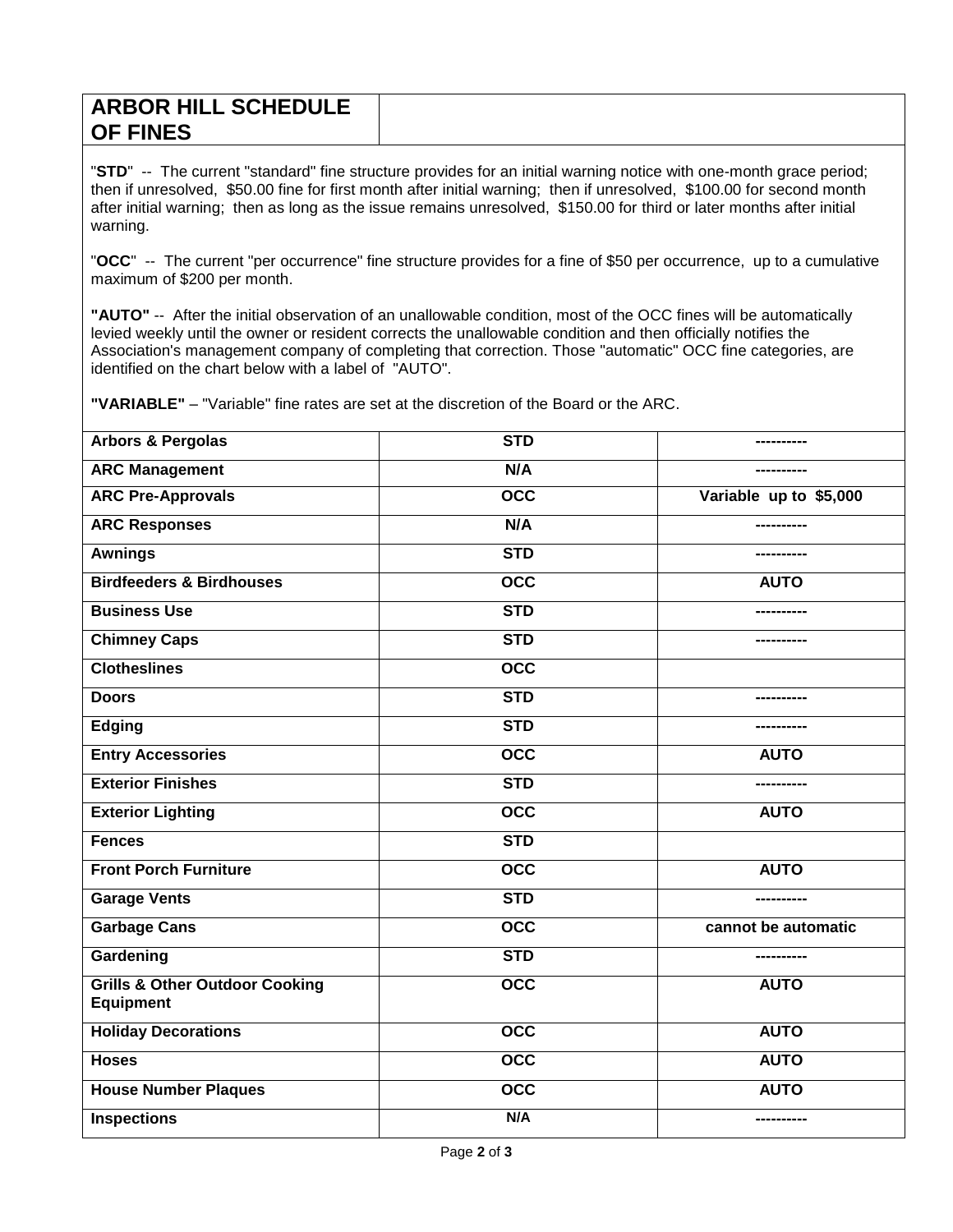# ARBOR HILL SCHEDULE OF FINES

"**STD**" -- The current "standard" fine structure provides for an initial warning notice with one-month grace period; then if unresolved, $50.00 fine for first month after initial warning; then if unresolved, $100.00 for second month after initial warning; then as long as the issue remains unresolved, $150.00 for third or later months after initial warning.

"**OCC**" -- The current "per occurrence" fine structure provides for a fine of $50 per occurrence, up to a cumulative maximum of $200 per month.

**"AUTO"** -- After the initial observation of an unallowable condition, most of the OCC fines will be automatically levied weekly until the owner or resident corrects the unallowable condition and then officially notifies the Association's management company of completing that correction. Those "automatic" OCC fine categories, are identified on the chart below with a label of "AUTO".

**"VARIABLE"** – "Variable" fine rates are set at the discretion of the Board or the ARC.

| | | |
|---|---|---|
| **Arbors & Pergolas** | **STD** | ---------- |
| **ARC Management** | **N/A** | ---------- |
| **ARC Pre-Approvals** | **OCC** | **Variable up to $5,000** |
| **ARC Responses** | **N/A** | ---------- |
| **Awnings** | **STD** | ---------- |
| **Birdfeeders & Birdhouses** | **OCC** | **AUTO** |
| **Business Use** | **STD** | ---------- |
| **Chimney Caps** | **STD** | ---------- |
| **Clotheslines** | **OCC** | |
| **Doors** | **STD** | ---------- |
| **Edging** | **STD** | ---------- |
| **Entry Accessories** | **OCC** | **AUTO** |
| **Exterior Finishes** | **STD** | ---------- |
| **Exterior Lighting** | **OCC** | **AUTO** |
| **Fences** | **STD** | |
| **Front Porch Furniture** | **OCC** | **AUTO** |
| **Garage Vents** | **STD** | ---------- |
| **Garbage Cans** | **OCC** | **cannot be automatic** |
| **Gardening** | **STD** | ---------- |
| **Grills & Other Outdoor Cooking Equipment** | **OCC** | **AUTO** |
| **Holiday Decorations** | **OCC** | **AUTO** |
| **Hoses** | **OCC** | **AUTO** |
| **House Number Plaques** | **OCC** | **AUTO** |
| **Inspections** | **N/A** | ---------- |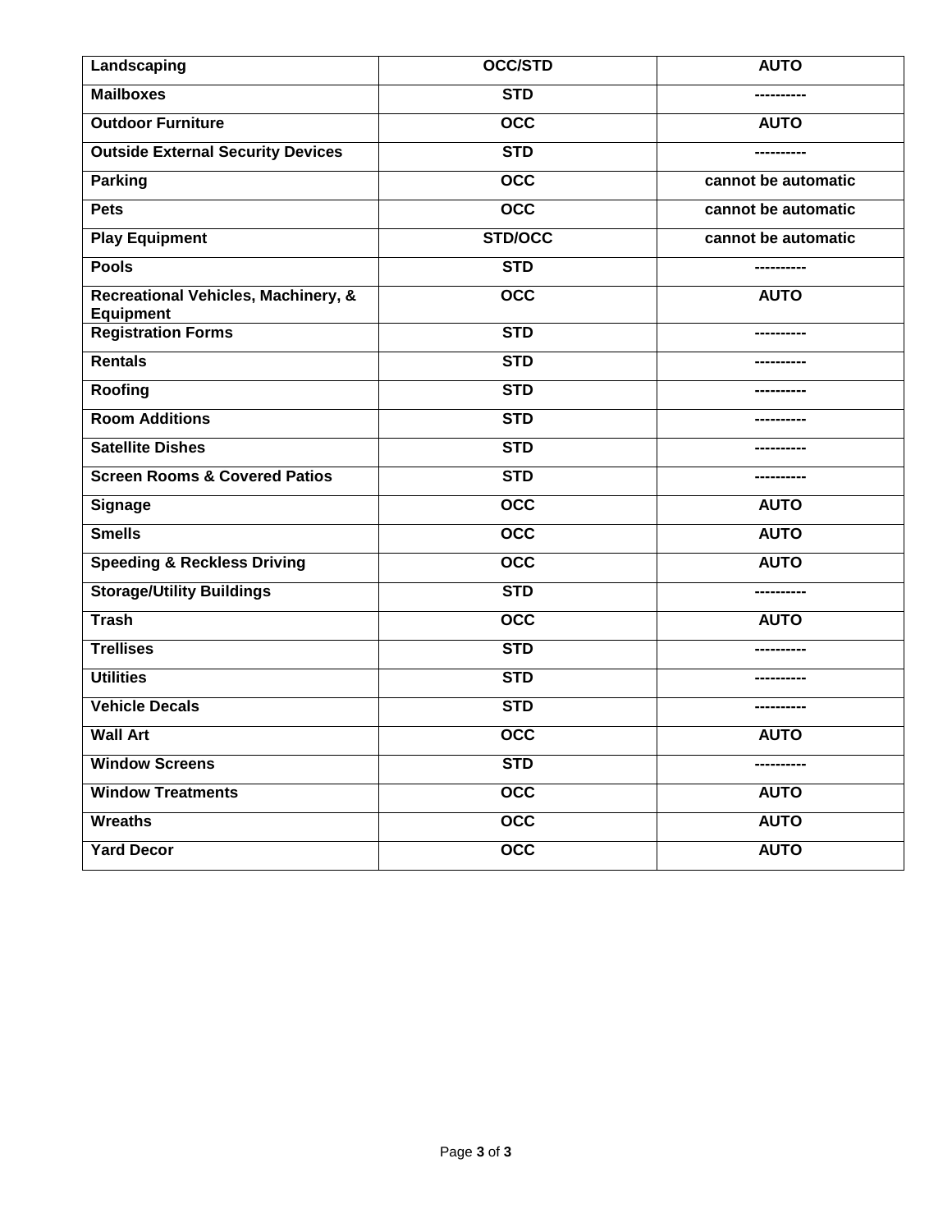| | | |
|---|---|---|
| **Landscaping** | **OCC/STD** | **AUTO** |
| **Mailboxes** | **STD** | **----------** |
| **Outdoor Furniture** | **OCC** | **AUTO** |
| **Outside External Security Devices** | **STD** | **----------** |
| **Parking** | **OCC** | **cannot be automatic** |
| **Pets** | **OCC** | **cannot be automatic** |
| **Play Equipment** | **STD/OCC** | **cannot be automatic** |
| **Pools** | **STD** | **----------** |
| **Recreational Vehicles, Machinery, & Equipment** | **OCC** | **AUTO** |
| **Registration Forms** | **STD** | **----------** |
| **Rentals** | **STD** | **----------** |
| **Roofing** | **STD** | **----------** |
| **Room Additions** | **STD** | **----------** |
| **Satellite Dishes** | **STD** | **----------** |
| **Screen Rooms & Covered Patios** | **STD** | **----------** |
| **Signage** | **OCC** | **AUTO** |
| **Smells** | **OCC** | **AUTO** |
| **Speeding & Reckless Driving** | **OCC** | **AUTO** |
| **Storage/Utility Buildings** | **STD** | **----------** |
| **Trash** | **OCC** | **AUTO** |
| **Trellises** | **STD** | **----------** |
| **Utilities** | **STD** | **----------** |
| **Vehicle Decals** | **STD** | **----------** |
| **Wall Art** | **OCC** | **AUTO** |
| **Window Screens** | **STD** | **----------** |
| **Window Treatments** | **OCC** | **AUTO** |
| **Wreaths** | **OCC** | **AUTO** |
| **Yard Decor** | **OCC** | **AUTO** |